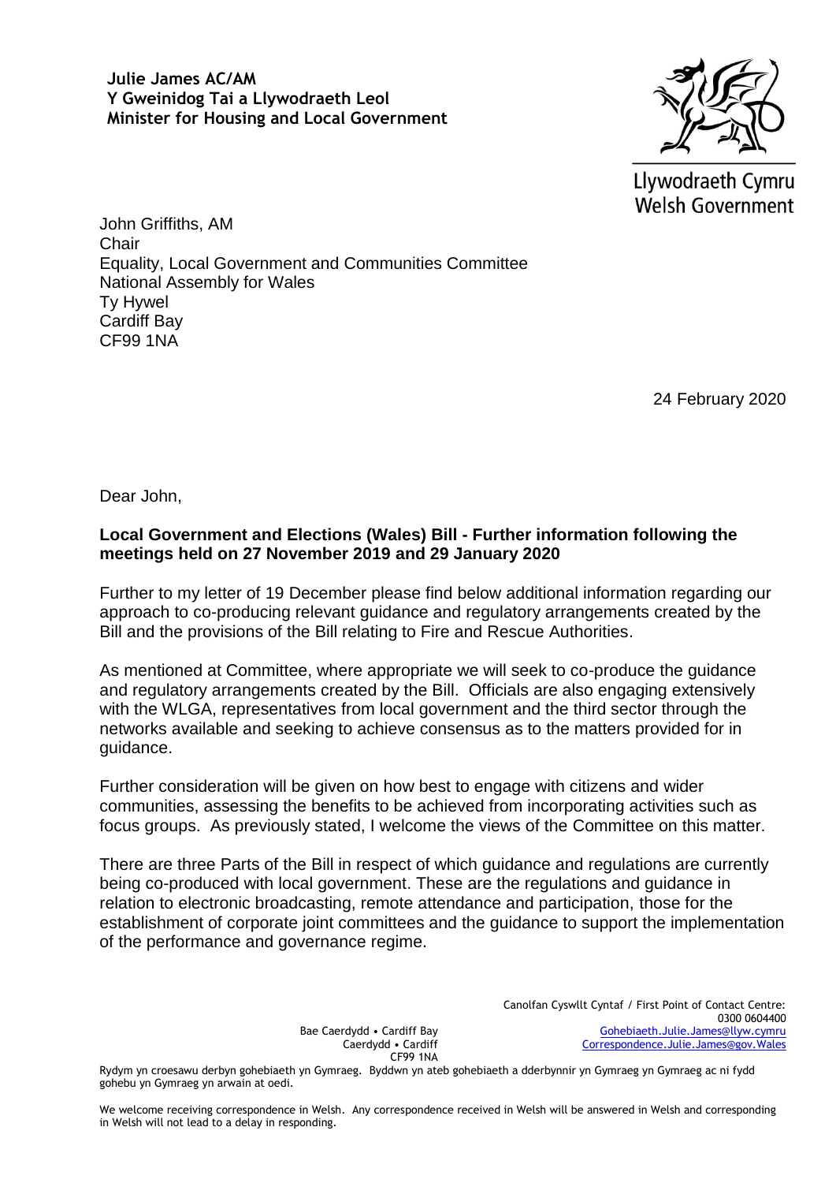**Julie James AC/AM**
**Y Gweinidog Tai a Llywodraeth Leol**
**Minister for Housing and Local Government**

Llywodraeth Cymru
Welsh Government

John Griffiths, AM
Chair
Equality, Local Government and Communities Committee
National Assembly for Wales
Ty Hywel
Cardiff Bay
CF99 1NA

24 February 2020

Dear John,

**Local Government and Elections (Wales) Bill - Further information following the meetings held on 27 November 2019 and 29 January 2020**

Further to my letter of 19 December please find below additional information regarding our approach to co-producing relevant guidance and regulatory arrangements created by the Bill and the provisions of the Bill relating to Fire and Rescue Authorities.

As mentioned at Committee, where appropriate we will seek to co-produce the guidance and regulatory arrangements created by the Bill. Officials are also engaging extensively with the WLGA, representatives from local government and the third sector through the networks available and seeking to achieve consensus as to the matters provided for in guidance.

Further consideration will be given on how best to engage with citizens and wider communities, assessing the benefits to be achieved from incorporating activities such as focus groups. As previously stated, I welcome the views of the Committee on this matter.

There are three Parts of the Bill in respect of which guidance and regulations are currently being co-produced with local government. These are the regulations and guidance in relation to electronic broadcasting, remote attendance and participation, those for the establishment of corporate joint committees and the guidance to support the implementation of the performance and governance regime.

Bae Caerdydd • Cardiff Bay
Caerdydd • Cardiff
CF99 1NA

Canolfan Cyswllt Cyntaf / First Point of Contact Centre:
0300 0604400
Gohebiaeth.Julie.James@llyw.cymru
Correspondence.Julie.James@gov.Wales

Rydym yn croesawu derbyn gohebiaeth yn Gymraeg. Byddwn yn ateb gohebiaeth a dderbynnir yn Gymraeg yn Gymraeg ac ni fydd gohebu yn Gymraeg yn arwain at oedi.

We welcome receiving correspondence in Welsh. Any correspondence received in Welsh will be answered in Welsh and corresponding in Welsh will not lead to a delay in responding.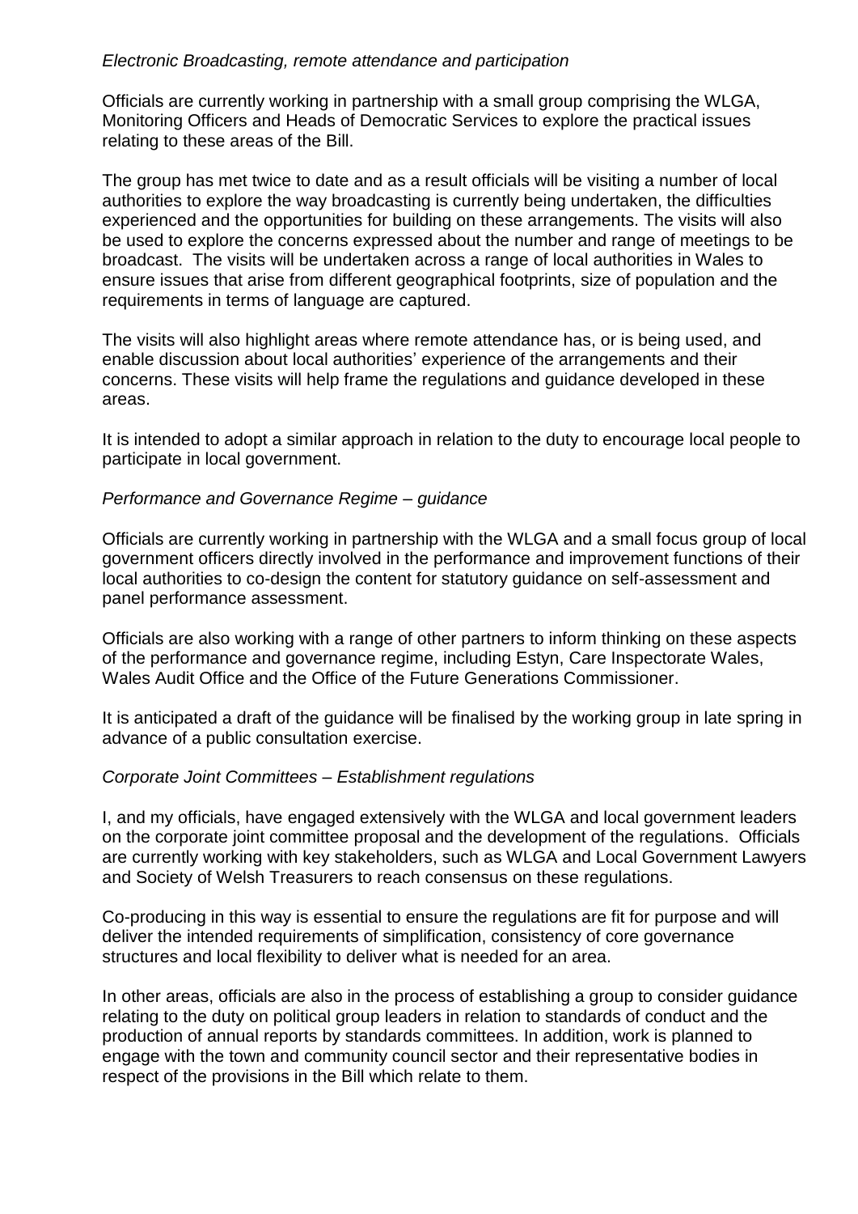*Electronic Broadcasting, remote attendance and participation*

Officials are currently working in partnership with a small group comprising the WLGA, Monitoring Officers and Heads of Democratic Services to explore the practical issues relating to these areas of the Bill.

The group has met twice to date and as a result officials will be visiting a number of local authorities to explore the way broadcasting is currently being undertaken, the difficulties experienced and the opportunities for building on these arrangements. The visits will also be used to explore the concerns expressed about the number and range of meetings to be broadcast. The visits will be undertaken across a range of local authorities in Wales to ensure issues that arise from different geographical footprints, size of population and the requirements in terms of language are captured.

The visits will also highlight areas where remote attendance has, or is being used, and enable discussion about local authorities' experience of the arrangements and their concerns. These visits will help frame the regulations and guidance developed in these areas.

It is intended to adopt a similar approach in relation to the duty to encourage local people to participate in local government.

*Performance and Governance Regime – guidance*

Officials are currently working in partnership with the WLGA and a small focus group of local government officers directly involved in the performance and improvement functions of their local authorities to co-design the content for statutory guidance on self-assessment and panel performance assessment.

Officials are also working with a range of other partners to inform thinking on these aspects of the performance and governance regime, including Estyn, Care Inspectorate Wales, Wales Audit Office and the Office of the Future Generations Commissioner.

It is anticipated a draft of the guidance will be finalised by the working group in late spring in advance of a public consultation exercise.

*Corporate Joint Committees – Establishment regulations*

I, and my officials, have engaged extensively with the WLGA and local government leaders on the corporate joint committee proposal and the development of the regulations. Officials are currently working with key stakeholders, such as WLGA and Local Government Lawyers and Society of Welsh Treasurers to reach consensus on these regulations.

Co-producing in this way is essential to ensure the regulations are fit for purpose and will deliver the intended requirements of simplification, consistency of core governance structures and local flexibility to deliver what is needed for an area.

In other areas, officials are also in the process of establishing a group to consider guidance relating to the duty on political group leaders in relation to standards of conduct and the production of annual reports by standards committees. In addition, work is planned to engage with the town and community council sector and their representative bodies in respect of the provisions in the Bill which relate to them.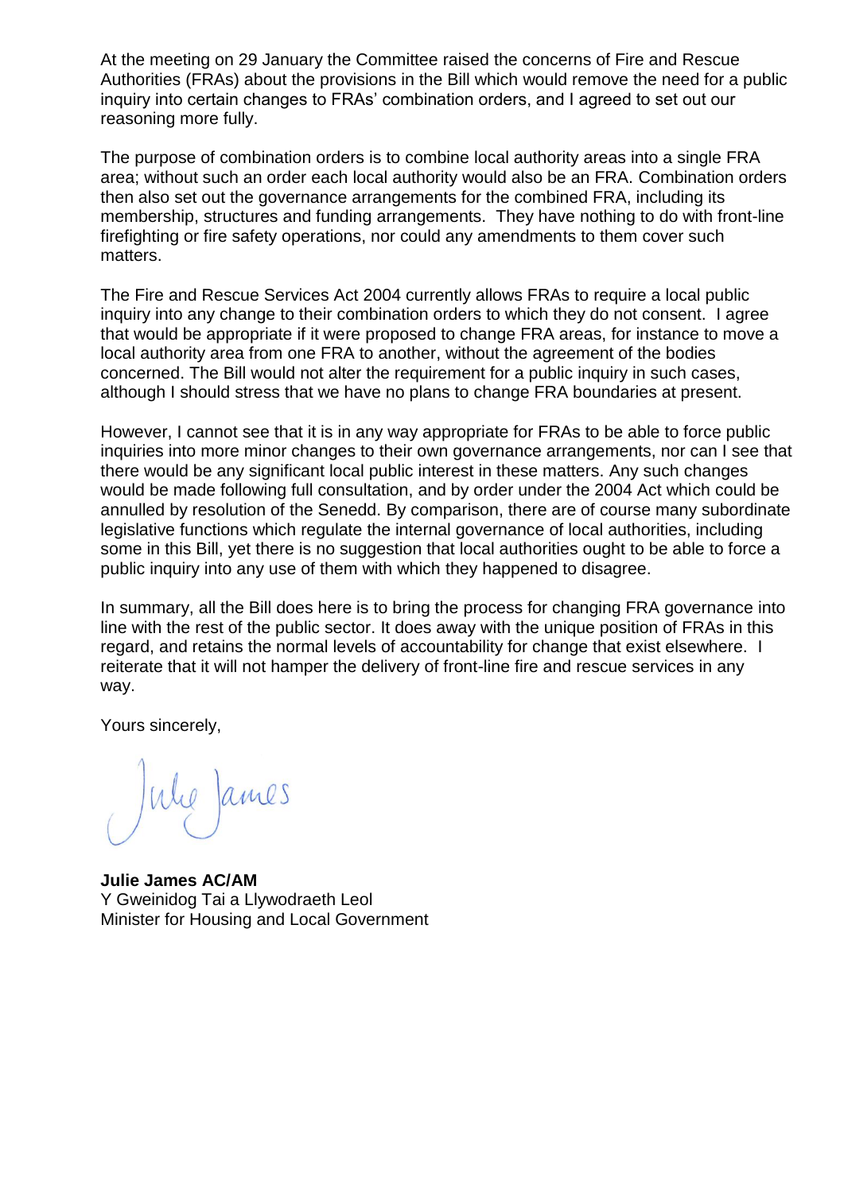At the meeting on 29 January the Committee raised the concerns of Fire and Rescue Authorities (FRAs) about the provisions in the Bill which would remove the need for a public inquiry into certain changes to FRAs' combination orders, and I agreed to set out our reasoning more fully.

The purpose of combination orders is to combine local authority areas into a single FRA area; without such an order each local authority would also be an FRA. Combination orders then also set out the governance arrangements for the combined FRA, including its membership, structures and funding arrangements. They have nothing to do with front-line firefighting or fire safety operations, nor could any amendments to them cover such matters.

The Fire and Rescue Services Act 2004 currently allows FRAs to require a local public inquiry into any change to their combination orders to which they do not consent. I agree that would be appropriate if it were proposed to change FRA areas, for instance to move a local authority area from one FRA to another, without the agreement of the bodies concerned. The Bill would not alter the requirement for a public inquiry in such cases, although I should stress that we have no plans to change FRA boundaries at present.

However, I cannot see that it is in any way appropriate for FRAs to be able to force public inquiries into more minor changes to their own governance arrangements, nor can I see that there would be any significant local public interest in these matters. Any such changes would be made following full consultation, and by order under the 2004 Act which could be annulled by resolution of the Senedd. By comparison, there are of course many subordinate legislative functions which regulate the internal governance of local authorities, including some in this Bill, yet there is no suggestion that local authorities ought to be able to force a public inquiry into any use of them with which they happened to disagree.

In summary, all the Bill does here is to bring the process for changing FRA governance into line with the rest of the public sector. It does away with the unique position of FRAs in this regard, and retains the normal levels of accountability for change that exist elsewhere. I reiterate that it will not hamper the delivery of front-line fire and rescue services in any way.

Yours sincerely,

Julie James

**Julie James AC/AM**
Y Gweinidog Tai a Llywodraeth Leol
Minister for Housing and Local Government